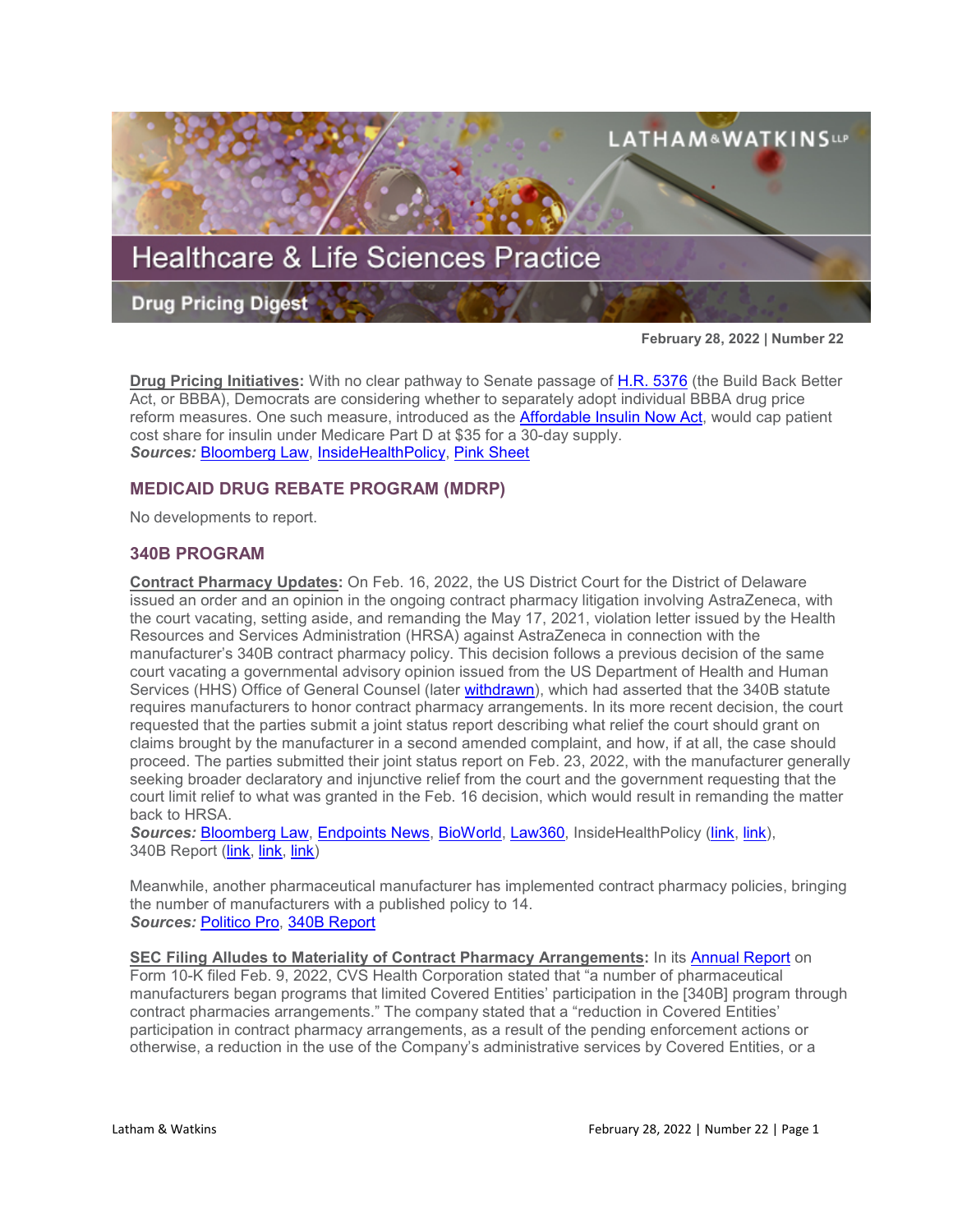# Healthcare & Life Sciences Practice

## Drug Pricing Digest

**February 28, 2022 | Number 22**

**Drug Pricing Initiatives:** With no clear pathway to Senate passage of H.R. 5376 (the Build Back Better Act, or BBBA), Democrats are considering whether to separately adopt individual BBBA drug price reform measures. One such measure, introduced as the Affordable Insulin Now Act, would cap patient cost share for insulin under Medicare Part D at $35 for a 30-day supply.
***Sources:*** Bloomberg Law, InsideHealthPolicy, Pink Sheet

## MEDICAID DRUG REBATE PROGRAM (MDRP)

No developments to report.

## 340B PROGRAM

**Contract Pharmacy Updates:** On Feb. 16, 2022, the US District Court for the District of Delaware issued an order and an opinion in the ongoing contract pharmacy litigation involving AstraZeneca, with the court vacating, setting aside, and remanding the May 17, 2021, violation letter issued by the Health Resources and Services Administration (HRSA) against AstraZeneca in connection with the manufacturer's 340B contract pharmacy policy. This decision follows a previous decision of the same court vacating a governmental advisory opinion issued from the US Department of Health and Human Services (HHS) Office of General Counsel (later withdrawn), which had asserted that the 340B statute requires manufacturers to honor contract pharmacy arrangements. In its more recent decision, the court requested that the parties submit a joint status report describing what relief the court should grant on claims brought by the manufacturer in a second amended complaint, and how, if at all, the case should proceed. The parties submitted their joint status report on Feb. 23, 2022, with the manufacturer generally seeking broader declaratory and injunctive relief from the court and the government requesting that the court limit relief to what was granted in the Feb. 16 decision, which would result in remanding the matter back to HRSA.
***Sources:*** Bloomberg Law, Endpoints News, BioWorld, Law360, InsideHealthPolicy (link, link), 340B Report (link, link, link)

Meanwhile, another pharmaceutical manufacturer has implemented contract pharmacy policies, bringing the number of manufacturers with a published policy to 14.
***Sources:*** Politico Pro, 340B Report

**SEC Filing Alludes to Materiality of Contract Pharmacy Arrangements:** In its Annual Report on Form 10-K filed Feb. 9, 2022, CVS Health Corporation stated that "a number of pharmaceutical manufacturers began programs that limited Covered Entities' participation in the [340B] program through contract pharmacies arrangements." The company stated that a "reduction in Covered Entities' participation in contract pharmacy arrangements, as a result of the pending enforcement actions or otherwise, a reduction in the use of the Company's administrative services by Covered Entities, or a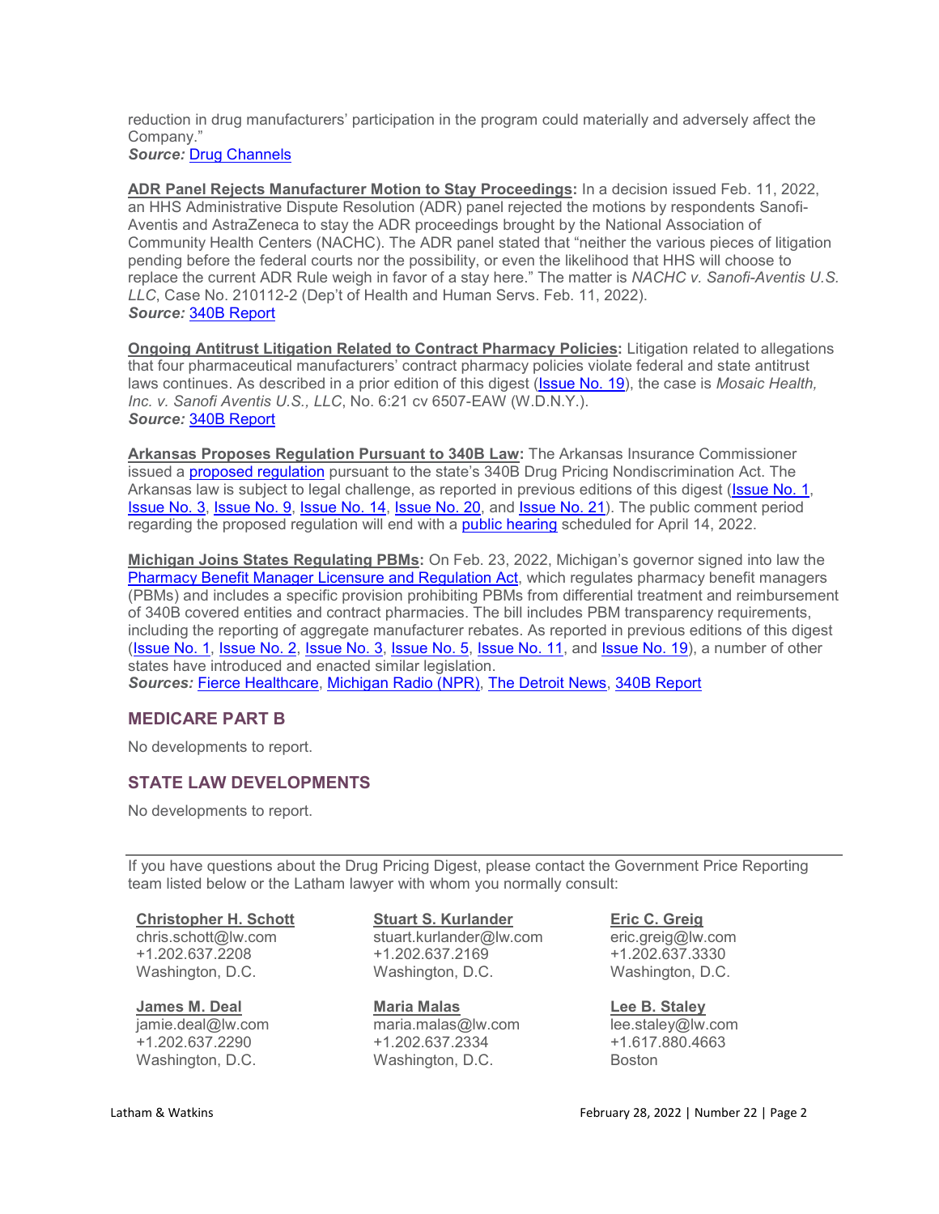reduction in drug manufacturers' participation in the program could materially and adversely affect the Company."
***Source:*** Drug Channels

**ADR Panel Rejects Manufacturer Motion to Stay Proceedings:** In a decision issued Feb. 11, 2022, an HHS Administrative Dispute Resolution (ADR) panel rejected the motions by respondents Sanofi-Aventis and AstraZeneca to stay the ADR proceedings brought by the National Association of Community Health Centers (NACHC). The ADR panel stated that "neither the various pieces of litigation pending before the federal courts nor the possibility, or even the likelihood that HHS will choose to replace the current ADR Rule weigh in favor of a stay here." The matter is *NACHC v. Sanofi-Aventis U.S. LLC*, Case No. 210112-2 (Dep't of Health and Human Servs. Feb. 11, 2022).
***Source:*** 340B Report

**Ongoing Antitrust Litigation Related to Contract Pharmacy Policies:** Litigation related to allegations that four pharmaceutical manufacturers' contract pharmacy policies violate federal and state antitrust laws continues. As described in a prior edition of this digest (Issue No. 19), the case is *Mosaic Health, Inc. v. Sanofi Aventis U.S., LLC*, No. 6:21 cv 6507-EAW (W.D.N.Y.).
***Source:*** 340B Report

**Arkansas Proposes Regulation Pursuant to 340B Law:** The Arkansas Insurance Commissioner issued a proposed regulation pursuant to the state's 340B Drug Pricing Nondiscrimination Act. The Arkansas law is subject to legal challenge, as reported in previous editions of this digest (Issue No. 1, Issue No. 3, Issue No. 9, Issue No. 14, Issue No. 20, and Issue No. 21). The public comment period regarding the proposed regulation will end with a public hearing scheduled for April 14, 2022.

**Michigan Joins States Regulating PBMs:** On Feb. 23, 2022, Michigan's governor signed into law the Pharmacy Benefit Manager Licensure and Regulation Act, which regulates pharmacy benefit managers (PBMs) and includes a specific provision prohibiting PBMs from differential treatment and reimbursement of 340B covered entities and contract pharmacies. The bill includes PBM transparency requirements, including the reporting of aggregate manufacturer rebates. As reported in previous editions of this digest (Issue No. 1, Issue No. 2, Issue No. 3, Issue No. 5, Issue No. 11, and Issue No. 19), a number of other states have introduced and enacted similar legislation.
***Sources:*** Fierce Healthcare, Michigan Radio (NPR), The Detroit News, 340B Report

## MEDICARE PART B

No developments to report.

## STATE LAW DEVELOPMENTS

No developments to report.

---

If you have questions about the Drug Pricing Digest, please contact the Government Price Reporting team listed below or the Latham lawyer with whom you normally consult:

**Christopher H. Schott**
chris.schott@lw.com
+1.202.637.2208
Washington, D.C.

**Stuart S. Kurlander**
stuart.kurlander@lw.com
+1.202.637.2169
Washington, D.C.

**Eric C. Greig**
eric.greig@lw.com
+1.202.637.3330
Washington, D.C.

**James M. Deal**
jamie.deal@lw.com
+1.202.637.2290
Washington, D.C.

**Maria Malas**
maria.malas@lw.com
+1.202.637.2334
Washington, D.C.

**Lee B. Staley**
lee.staley@lw.com
+1.617.880.4663
Boston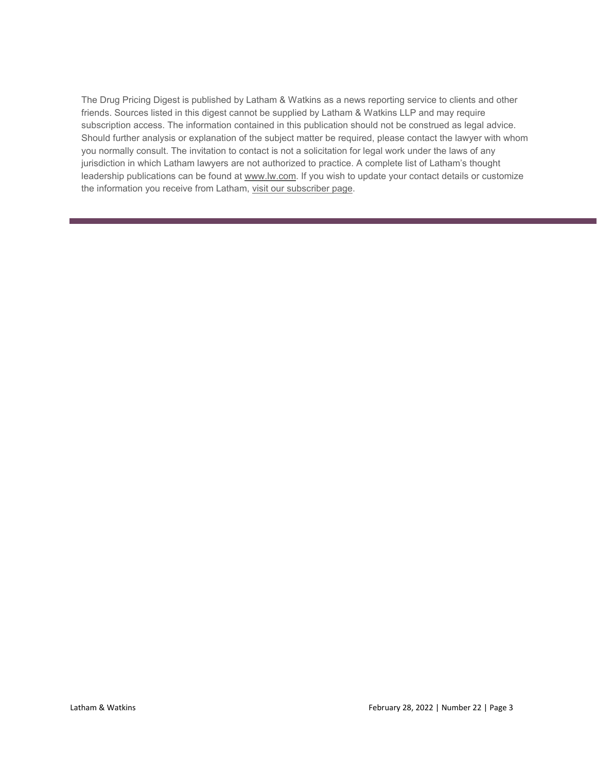The Drug Pricing Digest is published by Latham & Watkins as a news reporting service to clients and other friends. Sources listed in this digest cannot be supplied by Latham & Watkins LLP and may require subscription access. The information contained in this publication should not be construed as legal advice. Should further analysis or explanation of the subject matter be required, please contact the lawyer with whom you normally consult. The invitation to contact is not a solicitation for legal work under the laws of any jurisdiction in which Latham lawyers are not authorized to practice. A complete list of Latham's thought leadership publications can be found at www.lw.com. If you wish to update your contact details or customize the information you receive from Latham, visit our subscriber page.